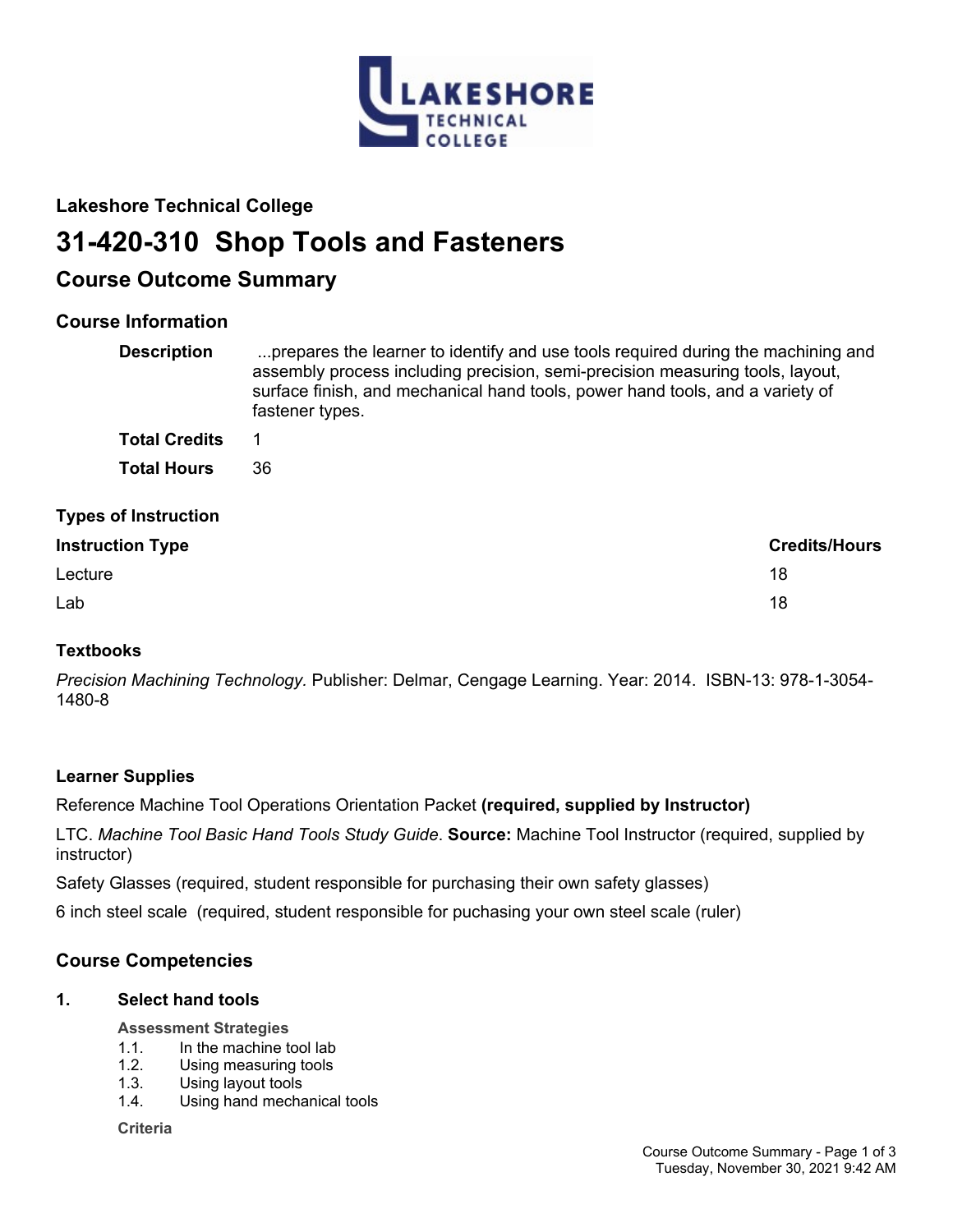## Lakeshore Technical College

# 31-420-310 Shop Tools and Fasteners

## Course Outcome Summary

### Course Information

| | |
|---|---|
| **Description** | ...prepares the learner to identify and use tools required during the machining and assembly process including precision, semi-precision measuring tools, layout, surface finish, and mechanical hand tools, power hand tools, and a variety of fastener types. |
| **Total Credits** | 1 |
| **Total Hours** | 36 |

### Types of Instruction

| Instruction Type | Credits/Hours |
|---|---|
| Lecture | 18 |
| Lab | 18 |

### Textbooks

*Precision Machining Technology*. Publisher: Delmar, Cengage Learning. Year: 2014. ISBN-13: 978-1-3054-1480-8

### Learner Supplies

Reference Machine Tool Operations Orientation Packet **(required, supplied by Instructor)**

LTC. *Machine Tool Basic Hand Tools Study Guide*. **Source:** Machine Tool Instructor (required, supplied by instructor)

Safety Glasses (required, student responsible for purchasing their own safety glasses)

6 inch steel scale (required, student responsible for puchasing your own steel scale (ruler)

## Course Competencies

### 1. Select hand tools

**Assessment Strategies**

1.1. In the machine tool lab
1.2. Using measuring tools
1.3. Using layout tools
1.4. Using hand mechanical tools

**Criteria**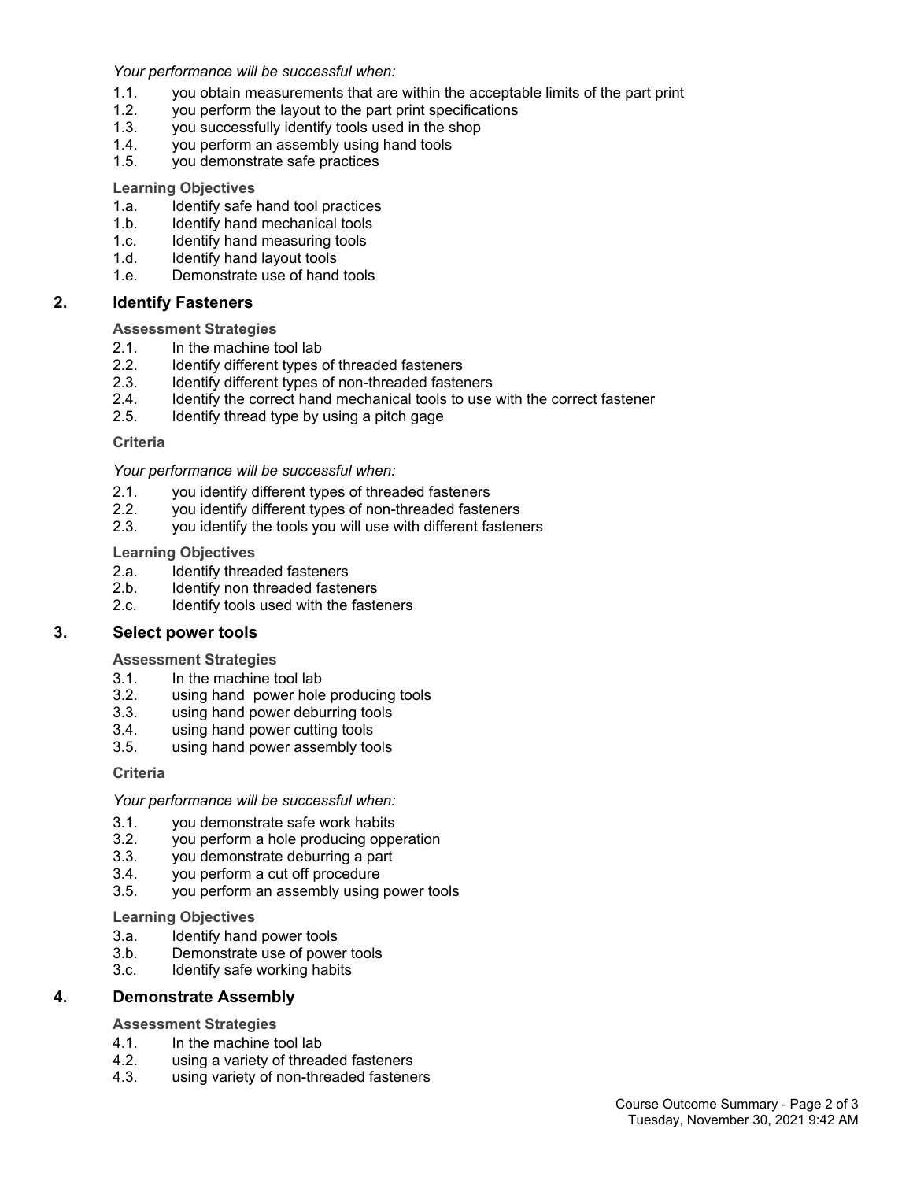*Your performance will be successful when:*

1.1. you obtain measurements that are within the acceptable limits of the part print
1.2. you perform the layout to the part print specifications
1.3. you successfully identify tools used in the shop
1.4. you perform an assembly using hand tools
1.5. you demonstrate safe practices

**Learning Objectives**

1.a. Identify safe hand tool practices
1.b. Identify hand mechanical tools
1.c. Identify hand measuring tools
1.d. Identify hand layout tools
1.e. Demonstrate use of hand tools

## 2. Identify Fasteners

**Assessment Strategies**

2.1. In the machine tool lab
2.2. Identify different types of threaded fasteners
2.3. Identify different types of non-threaded fasteners
2.4. Identify the correct hand mechanical tools to use with the correct fastener
2.5. Identify thread type by using a pitch gage

**Criteria**

*Your performance will be successful when:*

2.1. you identify different types of threaded fasteners
2.2. you identify different types of non-threaded fasteners
2.3. you identify the tools you will use with different fasteners

**Learning Objectives**

2.a. Identify threaded fasteners
2.b. Identify non threaded fasteners
2.c. Identify tools used with the fasteners

## 3. Select power tools

**Assessment Strategies**

3.1. In the machine tool lab
3.2. using hand power hole producing tools
3.3. using hand power deburring tools
3.4. using hand power cutting tools
3.5. using hand power assembly tools

**Criteria**

*Your performance will be successful when:*

3.1. you demonstrate safe work habits
3.2. you perform a hole producing opperation
3.3. you demonstrate deburring a part
3.4. you perform a cut off procedure
3.5. you perform an assembly using power tools

**Learning Objectives**

3.a. Identify hand power tools
3.b. Demonstrate use of power tools
3.c. Identify safe working habits

## 4. Demonstrate Assembly

**Assessment Strategies**

4.1. In the machine tool lab
4.2. using a variety of threaded fasteners
4.3. using variety of non-threaded fasteners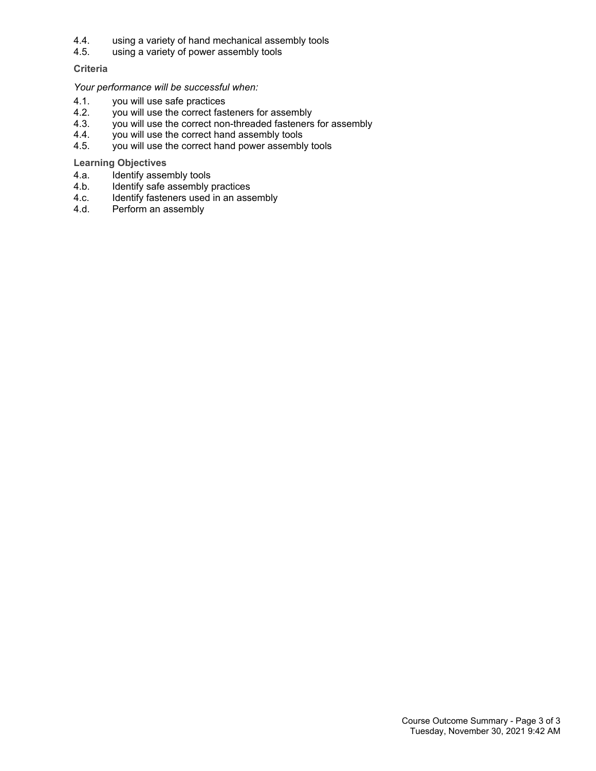4.4. using a variety of hand mechanical assembly tools
4.5. using a variety of power assembly tools

### Criteria

*Your performance will be successful when:*

4.1. you will use safe practices
4.2. you will use the correct fasteners for assembly
4.3. you will use the correct non-threaded fasteners for assembly
4.4. you will use the correct hand assembly tools
4.5. you will use the correct hand power assembly tools

### Learning Objectives

4.a. Identify assembly tools
4.b. Identify safe assembly practices
4.c. Identify fasteners used in an assembly
4.d. Perform an assembly